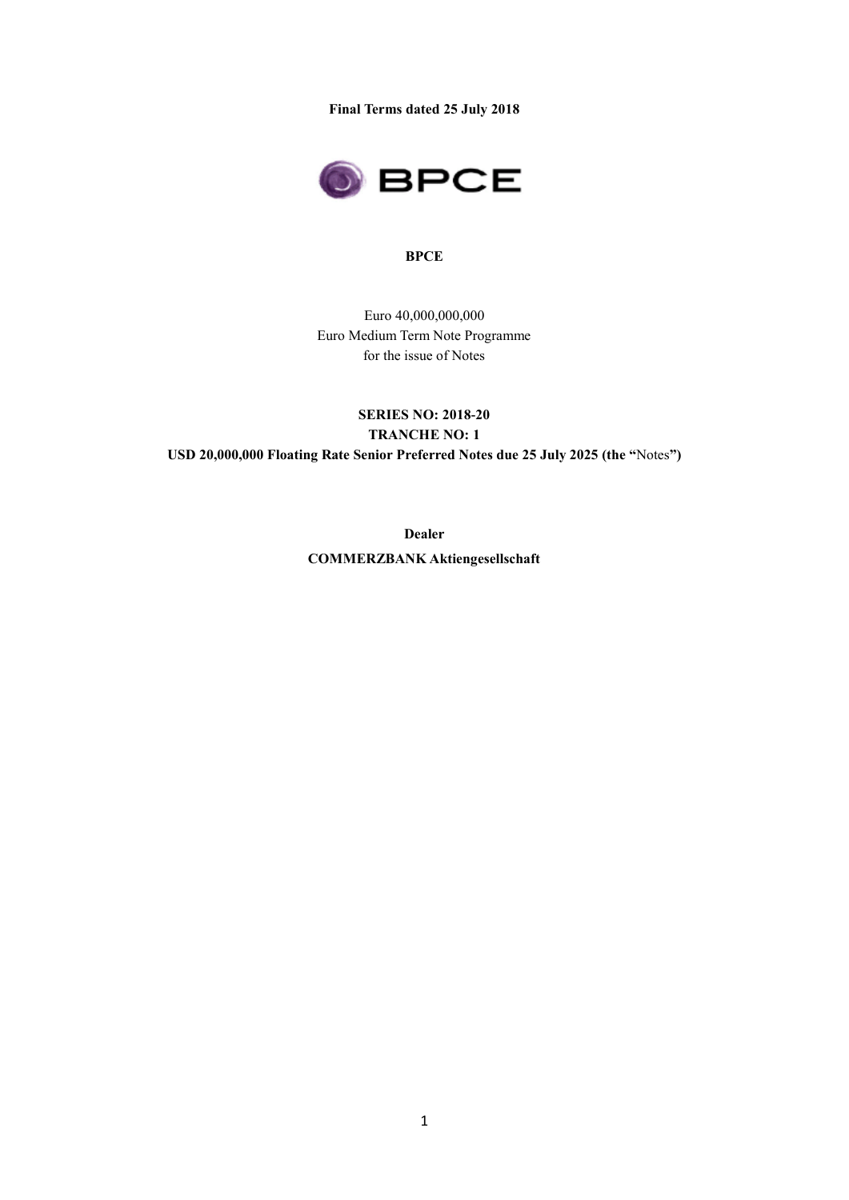**Final Terms dated 25 July 2018**

**BPCE**

Euro 40,000,000,000
Euro Medium Term Note Programme
for the issue of Notes

**SERIES NO: 2018-20**
**TRANCHE NO: 1**
**USD 20,000,000 Floating Rate Senior Preferred Notes due 25 July 2025 (the "**Notes**")**

**Dealer**
**COMMERZBANK Aktiengesellschaft**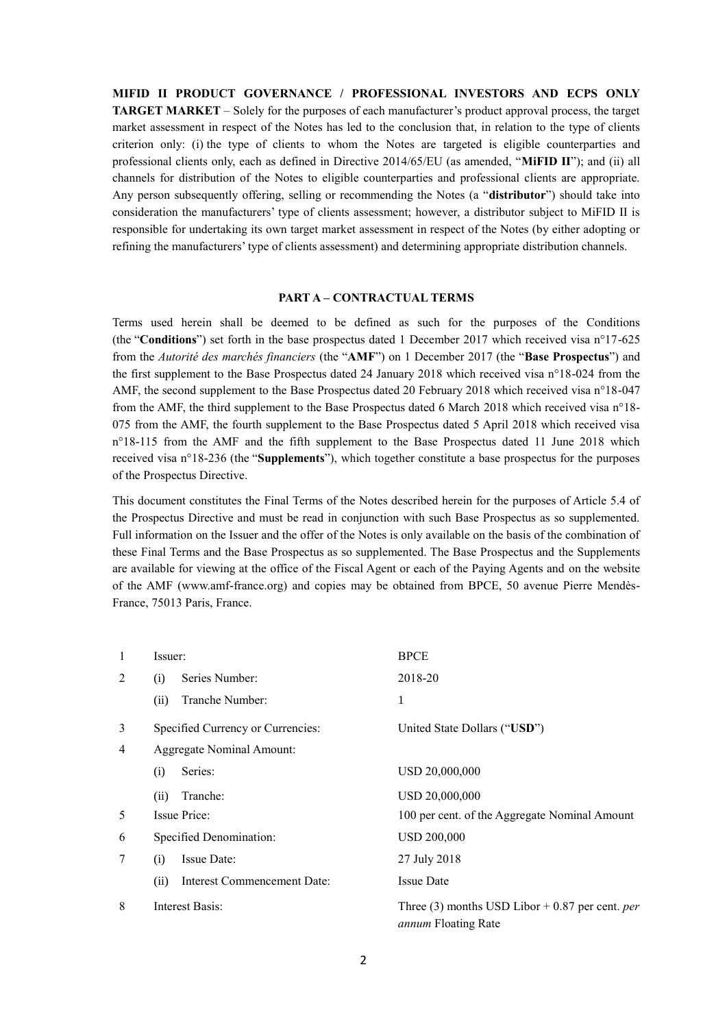**MIFID II PRODUCT GOVERNANCE / PROFESSIONAL INVESTORS AND ECPS ONLY TARGET MARKET** – Solely for the purposes of each manufacturer's product approval process, the target market assessment in respect of the Notes has led to the conclusion that, in relation to the type of clients criterion only: (i) the type of clients to whom the Notes are targeted is eligible counterparties and professional clients only, each as defined in Directive 2014/65/EU (as amended, "**MiFID II**"); and (ii) all channels for distribution of the Notes to eligible counterparties and professional clients are appropriate. Any person subsequently offering, selling or recommending the Notes (a "**distributor**") should take into consideration the manufacturers' type of clients assessment; however, a distributor subject to MiFID II is responsible for undertaking its own target market assessment in respect of the Notes (by either adopting or refining the manufacturers' type of clients assessment) and determining appropriate distribution channels.

## PART A – CONTRACTUAL TERMS

Terms used herein shall be deemed to be defined as such for the purposes of the Conditions (the "**Conditions**") set forth in the base prospectus dated 1 December 2017 which received visa n°17-625 from the *Autorité des marchés financiers* (the "**AMF**") on 1 December 2017 (the "**Base Prospectus**") and the first supplement to the Base Prospectus dated 24 January 2018 which received visa n°18-024 from the AMF, the second supplement to the Base Prospectus dated 20 February 2018 which received visa n°18-047 from the AMF, the third supplement to the Base Prospectus dated 6 March 2018 which received visa n°18-075 from the AMF, the fourth supplement to the Base Prospectus dated 5 April 2018 which received visa n°18-115 from the AMF and the fifth supplement to the Base Prospectus dated 11 June 2018 which received visa n°18-236 (the "**Supplements**"), which together constitute a base prospectus for the purposes of the Prospectus Directive.

This document constitutes the Final Terms of the Notes described herein for the purposes of Article 5.4 of the Prospectus Directive and must be read in conjunction with such Base Prospectus as so supplemented. Full information on the Issuer and the offer of the Notes is only available on the basis of the combination of these Final Terms and the Base Prospectus as so supplemented. The Base Prospectus and the Supplements are available for viewing at the office of the Fiscal Agent or each of the Paying Agents and on the website of the AMF (www.amf-france.org) and copies may be obtained from BPCE, 50 avenue Pierre Mendès-France, 75013 Paris, France.

| | | |
|---|---|---|
| 1 | Issuer: | BPCE |
| 2 | (i) Series Number: | 2018-20 |
| | (ii) Tranche Number: | 1 |
| 3 | Specified Currency or Currencies: | United State Dollars ("**USD**") |
| 4 | Aggregate Nominal Amount: | |
| | (i) Series: | USD 20,000,000 |
| | (ii) Tranche: | USD 20,000,000 |
| 5 | Issue Price: | 100 per cent. of the Aggregate Nominal Amount |
| 6 | Specified Denomination: | USD 200,000 |
| 7 | (i) Issue Date: | 27 July 2018 |
| | (ii) Interest Commencement Date: | Issue Date |
| 8 | Interest Basis: | Three (3) months USD Libor + 0.87 per cent. *per annum* Floating Rate |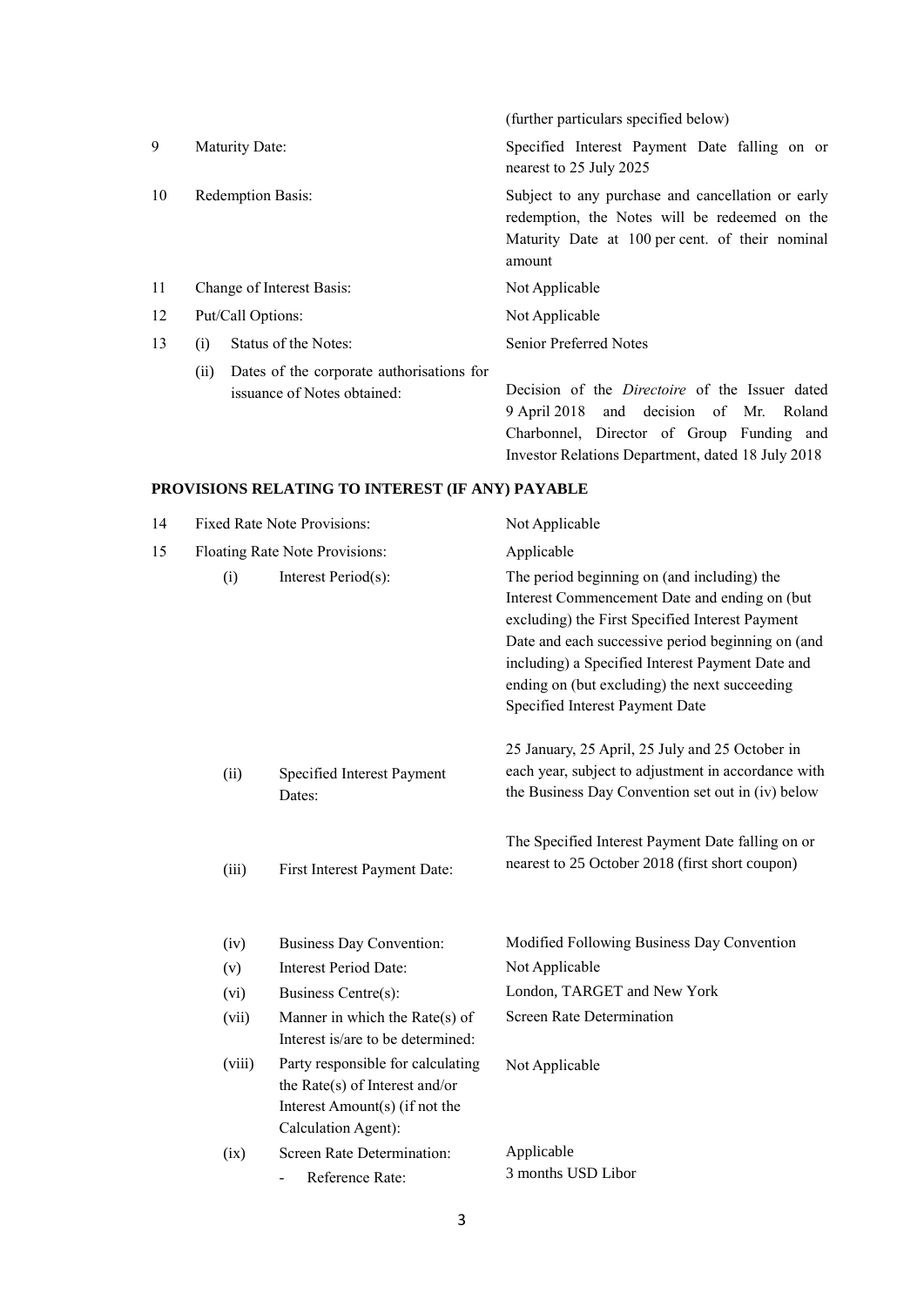| | | | |
|---|---|---|---|
| | | | (further particulars specified below) |
| 9 | Maturity Date: | | Specified Interest Payment Date falling on or nearest to 25 July 2025 |
| 10 | Redemption Basis: | | Subject to any purchase and cancellation or early redemption, the Notes will be redeemed on the Maturity Date at 100 per cent. of their nominal amount |
| 11 | Change of Interest Basis: | | Not Applicable |
| 12 | Put/Call Options: | | Not Applicable |
| 13 | (i) | Status of the Notes: | Senior Preferred Notes |
| | (ii) | Dates of the corporate authorisations for issuance of Notes obtained: | Decision of the *Directoire* of the Issuer dated 9 April 2018 and decision of Mr. Roland Charbonnel, Director of Group Funding and Investor Relations Department, dated 18 July 2018 |

**PROVISIONS RELATING TO INTEREST (IF ANY) PAYABLE**

| | | | |
|---|---|---|---|
| 14 | Fixed Rate Note Provisions: | | Not Applicable |
| 15 | Floating Rate Note Provisions: | | Applicable |
| | (i) | Interest Period(s): | The period beginning on (and including) the Interest Commencement Date and ending on (but excluding) the First Specified Interest Payment Date and each successive period beginning on (and including) a Specified Interest Payment Date and ending on (but excluding) the next succeeding Specified Interest Payment Date |
| | (ii) | Specified Interest Payment Dates: | 25 January, 25 April, 25 July and 25 October in each year, subject to adjustment in accordance with the Business Day Convention set out in (iv) below |
| | (iii) | First Interest Payment Date: | The Specified Interest Payment Date falling on or nearest to 25 October 2018 (first short coupon) |
| | (iv) | Business Day Convention: | Modified Following Business Day Convention |
| | (v) | Interest Period Date: | Not Applicable |
| | (vi) | Business Centre(s): | London, TARGET and New York |
| | (vii) | Manner in which the Rate(s) of Interest is/are to be determined: | Screen Rate Determination |
| | (viii) | Party responsible for calculating the Rate(s) of Interest and/or Interest Amount(s) (if not the Calculation Agent): | Not Applicable |
| | (ix) | Screen Rate Determination: | Applicable |
| | | - Reference Rate: | 3 months USD Libor |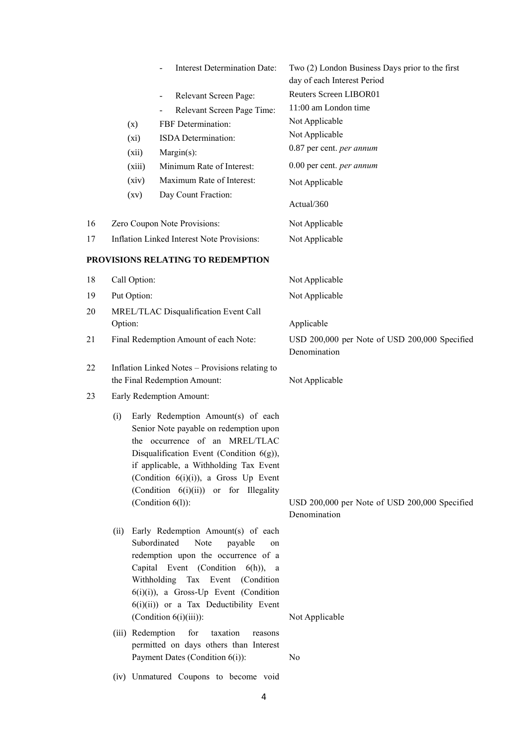| | | |
|---|---|---|
| | - Interest Determination Date: | Two (2) London Business Days prior to the first day of each Interest Period |
| | - Relevant Screen Page: | Reuters Screen LIBOR01 |
| | - Relevant Screen Page Time: | 11:00 am London time |
| | (x) FBF Determination: | Not Applicable |
| | (xi) ISDA Determination: | Not Applicable |
| | (xii) Margin(s): | 0.87 per cent. *per annum* |
| | (xiii) Minimum Rate of Interest: | 0.00 per cent. *per annum* |
| | (xiv) Maximum Rate of Interest: | Not Applicable |
| | (xv) Day Count Fraction: | Actual/360 |
| 16 | Zero Coupon Note Provisions: | Not Applicable |
| 17 | Inflation Linked Interest Note Provisions: | Not Applicable |

**PROVISIONS RELATING TO REDEMPTION**

| | | |
|---|---|---|
| 18 | Call Option: | Not Applicable |
| 19 | Put Option: | Not Applicable |
| 20 | MREL/TLAC Disqualification Event Call Option: | Applicable |
| 21 | Final Redemption Amount of each Note: | USD 200,000 per Note of USD 200,000 Specified Denomination |
| 22 | Inflation Linked Notes – Provisions relating to the Final Redemption Amount: | Not Applicable |
| 23 | Early Redemption Amount: | |
| | (i) Early Redemption Amount(s) of each Senior Note payable on redemption upon the occurrence of an MREL/TLAC Disqualification Event (Condition 6(g)), if applicable, a Withholding Tax Event (Condition 6(i)(i)), a Gross Up Event (Condition 6(i)(ii)) or for Illegality (Condition 6(l)): | USD 200,000 per Note of USD 200,000 Specified Denomination |
| | (ii) Early Redemption Amount(s) of each Subordinated Note payable on redemption upon the occurrence of a Capital Event (Condition 6(h)), a Withholding Tax Event (Condition 6(i)(i)), a Gross-Up Event (Condition 6(i)(ii)) or a Tax Deductibility Event (Condition 6(i)(iii)): | Not Applicable |
| | (iii) Redemption for taxation reasons permitted on days others than Interest Payment Dates (Condition 6(i)): | No |
| | (iv) Unmatured Coupons to become void | |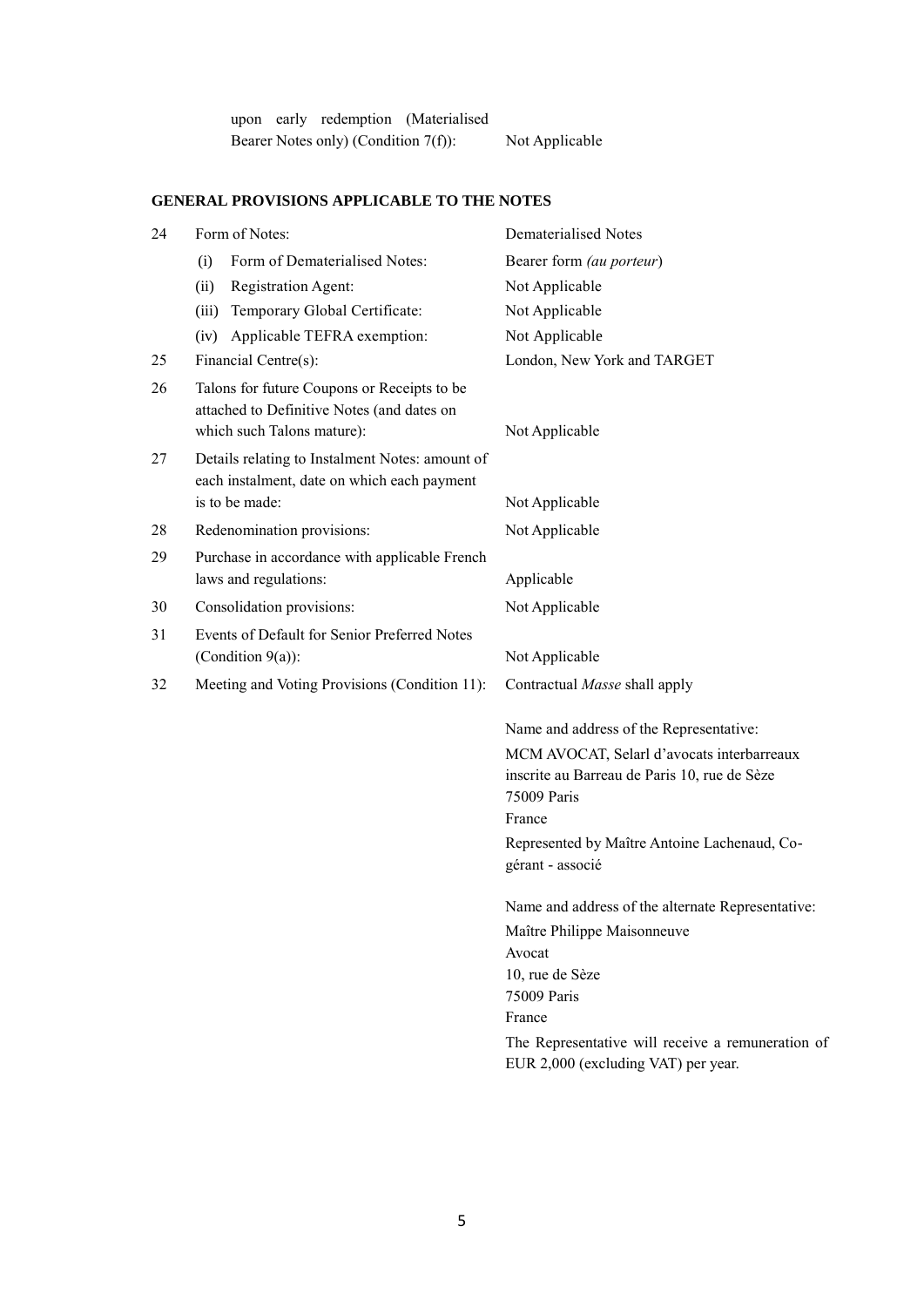| | | |
|---|---|---|
| | upon early redemption (Materialised Bearer Notes only) (Condition 7(f)): | Not Applicable |

## GENERAL PROVISIONS APPLICABLE TO THE NOTES

| | | |
|---|---|---|
| 24 | Form of Notes: | Dematerialised Notes |
| | (i) Form of Dematerialised Notes: | Bearer form *(au porteur)* |
| | (ii) Registration Agent: | Not Applicable |
| | (iii) Temporary Global Certificate: | Not Applicable |
| | (iv) Applicable TEFRA exemption: | Not Applicable |
| 25 | Financial Centre(s): | London, New York and TARGET |
| 26 | Talons for future Coupons or Receipts to be attached to Definitive Notes (and dates on which such Talons mature): | Not Applicable |
| 27 | Details relating to Instalment Notes: amount of each instalment, date on which each payment is to be made: | Not Applicable |
| 28 | Redenomination provisions: | Not Applicable |
| 29 | Purchase in accordance with applicable French laws and regulations: | Applicable |
| 30 | Consolidation provisions: | Not Applicable |
| 31 | Events of Default for Senior Preferred Notes (Condition 9(a)): | Not Applicable |
| 32 | Meeting and Voting Provisions (Condition 11): | Contractual *Masse* shall apply<br><br>Name and address of the Representative:<br>MCM AVOCAT, Selarl d'avocats interbarreaux inscrite au Barreau de Paris 10, rue de Sèze<br>75009 Paris<br>France<br>Represented by Maître Antoine Lachenaud, Co-gérant - associé<br><br>Name and address of the alternate Representative:<br>Maître Philippe Maisonneuve<br>Avocat<br>10, rue de Sèze<br>75009 Paris<br>France<br>The Representative will receive a remuneration of EUR 2,000 (excluding VAT) per year. |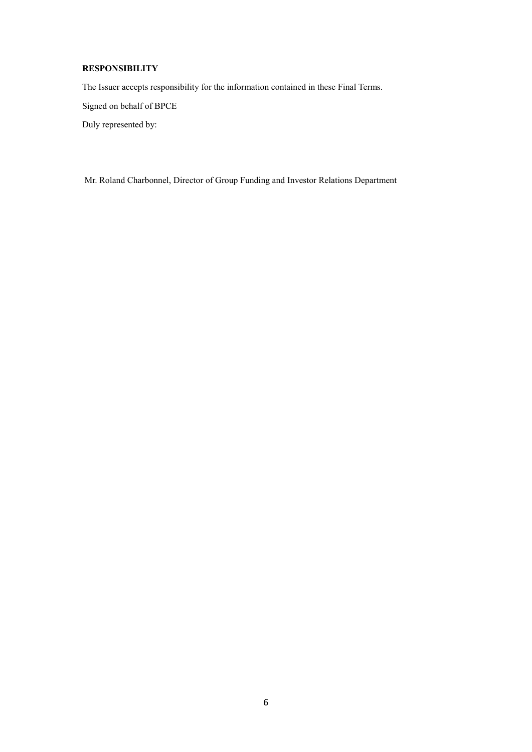**RESPONSIBILITY**

The Issuer accepts responsibility for the information contained in these Final Terms.

Signed on behalf of BPCE

Duly represented by:

Mr. Roland Charbonnel, Director of Group Funding and Investor Relations Department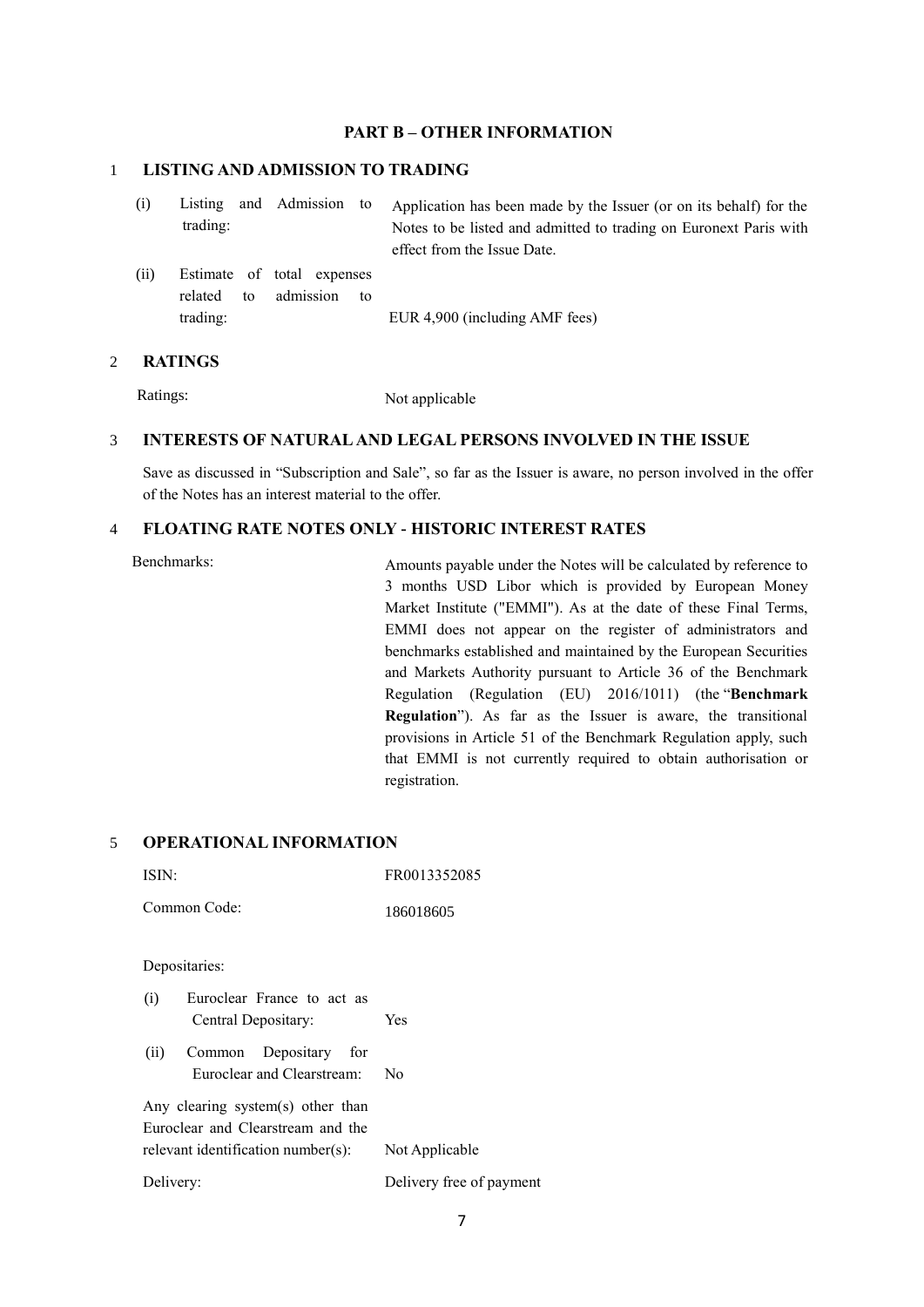## PART B – OTHER INFORMATION

### 1 LISTING AND ADMISSION TO TRADING

| | |
|---|---|
| (i) Listing and Admission to trading: | Application has been made by the Issuer (or on its behalf) for the Notes to be listed and admitted to trading on Euronext Paris with effect from the Issue Date. |
| (ii) Estimate of total expenses related to admission to trading: | EUR 4,900 (including AMF fees) |

### 2 RATINGS

| | |
|---|---|
| Ratings: | Not applicable |

### 3 INTERESTS OF NATURAL AND LEGAL PERSONS INVOLVED IN THE ISSUE

Save as discussed in "Subscription and Sale", so far as the Issuer is aware, no person involved in the offer of the Notes has an interest material to the offer.

### 4 FLOATING RATE NOTES ONLY - HISTORIC INTEREST RATES

| | |
|---|---|
| Benchmarks: | Amounts payable under the Notes will be calculated by reference to 3 months USD Libor which is provided by European Money Market Institute ("EMMI"). As at the date of these Final Terms, EMMI does not appear on the register of administrators and benchmarks established and maintained by the European Securities and Markets Authority pursuant to Article 36 of the Benchmark Regulation (Regulation (EU) 2016/1011) (the "**Benchmark Regulation**"). As far as the Issuer is aware, the transitional provisions in Article 51 of the Benchmark Regulation apply, such that EMMI is not currently required to obtain authorisation or registration. |

### 5 OPERATIONAL INFORMATION

| | |
|---|---|
| ISIN: | FR0013352085 |
| Common Code: | 186018605 |
| Depositaries: | |
| (i) Euroclear France to act as Central Depositary: | Yes |
| (ii) Common Depositary for Euroclear and Clearstream: | No |
| Any clearing system(s) other than Euroclear and Clearstream and the relevant identification number(s): | Not Applicable |
| Delivery: | Delivery free of payment |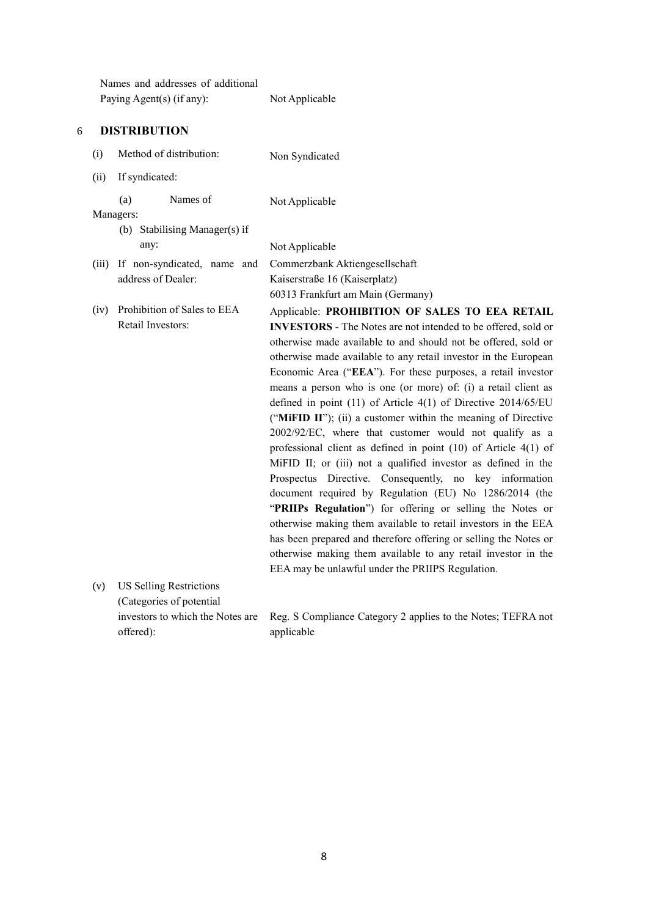| | |
|---|---|
| Names and addresses of additional Paying Agent(s) (if any): | Not Applicable |

## 6 DISTRIBUTION

| | | |
|---|---|---|
| (i) | Method of distribution: | Non Syndicated |
| (ii) | If syndicated: | |
| | (a) Names of Managers: | Not Applicable |
| | (b) Stabilising Manager(s) if any: | Not Applicable |
| (iii) | If non-syndicated, name and address of Dealer: | Commerzbank Aktiengesellschaft<br>Kaiserstraße 16 (Kaiserplatz)<br>60313 Frankfurt am Main (Germany) |
| (iv) | Prohibition of Sales to EEA Retail Investors: | Applicable: **PROHIBITION OF SALES TO EEA RETAIL INVESTORS** - The Notes are not intended to be offered, sold or otherwise made available to and should not be offered, sold or otherwise made available to any retail investor in the European Economic Area ("**EEA**"). For these purposes, a retail investor means a person who is one (or more) of: (i) a retail client as defined in point (11) of Article 4(1) of Directive 2014/65/EU ("**MiFID II**"); (ii) a customer within the meaning of Directive 2002/92/EC, where that customer would not qualify as a professional client as defined in point (10) of Article 4(1) of MiFID II; or (iii) not a qualified investor as defined in the Prospectus Directive. Consequently, no key information document required by Regulation (EU) No 1286/2014 (the "**PRIIPs Regulation**") for offering or selling the Notes or otherwise making them available to retail investors in the EEA has been prepared and therefore offering or selling the Notes or otherwise making them available to any retail investor in the EEA may be unlawful under the PRIIPS Regulation. |
| (v) | US Selling Restrictions (Categories of potential investors to which the Notes are offered): | Reg. S Compliance Category 2 applies to the Notes; TEFRA not applicable |